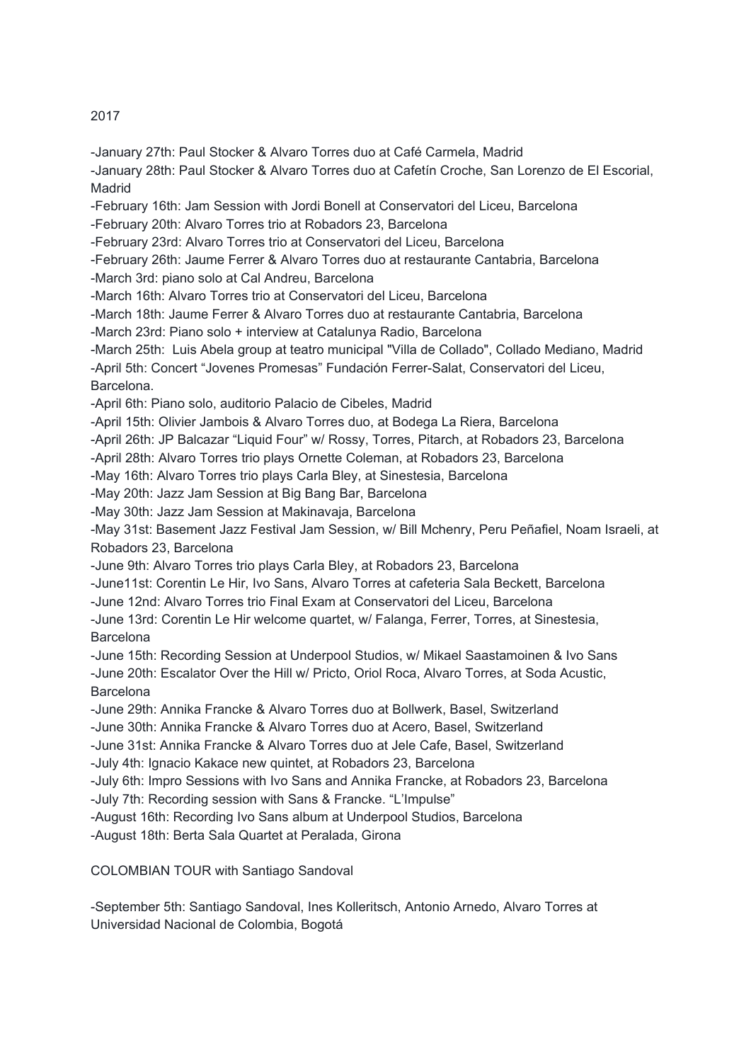2017

-January 27th: Paul Stocker & Alvaro Torres duo at Café Carmela, Madrid
-January 28th: Paul Stocker & Alvaro Torres duo at Cafetín Croche, San Lorenzo de El Escorial, Madrid
-February 16th: Jam Session with Jordi Bonell at Conservatori del Liceu, Barcelona
-February 20th: Alvaro Torres trio at Robadors 23, Barcelona
-February 23rd: Alvaro Torres trio at Conservatori del Liceu, Barcelona
-February 26th: Jaume Ferrer & Alvaro Torres duo at restaurante Cantabria, Barcelona
-March 3rd: piano solo at Cal Andreu, Barcelona
-March 16th: Alvaro Torres trio at Conservatori del Liceu, Barcelona
-March 18th: Jaume Ferrer & Alvaro Torres duo at restaurante Cantabria, Barcelona
-March 23rd: Piano solo + interview at Catalunya Radio, Barcelona
-March 25th: Luis Abela group at teatro municipal "Villa de Collado", Collado Mediano, Madrid
-April 5th: Concert “Jovenes Promesas” Fundación Ferrer-Salat, Conservatori del Liceu, Barcelona.
-April 6th: Piano solo, auditorio Palacio de Cibeles, Madrid
-April 15th: Olivier Jambois & Alvaro Torres duo, at Bodega La Riera, Barcelona
-April 26th: JP Balcazar “Liquid Four” w/ Rossy, Torres, Pitarch, at Robadors 23, Barcelona
-April 28th: Alvaro Torres trio plays Ornette Coleman, at Robadors 23, Barcelona
-May 16th: Alvaro Torres trio plays Carla Bley, at Sinestesia, Barcelona
-May 20th: Jazz Jam Session at Big Bang Bar, Barcelona
-May 30th: Jazz Jam Session at Makinavaja, Barcelona
-May 31st: Basement Jazz Festival Jam Session, w/ Bill Mchenry, Peru Peñafiel, Noam Israeli, at Robadors 23, Barcelona
-June 9th: Alvaro Torres trio plays Carla Bley, at Robadors 23, Barcelona
-June11st: Corentin Le Hir, Ivo Sans, Alvaro Torres at cafeteria Sala Beckett, Barcelona
-June 12nd: Alvaro Torres trio Final Exam at Conservatori del Liceu, Barcelona
-June 13rd: Corentin Le Hir welcome quartet, w/ Falanga, Ferrer, Torres, at Sinestesia, Barcelona
-June 15th: Recording Session at Underpool Studios, w/ Mikael Saastamoinen & Ivo Sans
-June 20th: Escalator Over the Hill w/ Pricto, Oriol Roca, Alvaro Torres, at Soda Acustic, Barcelona
-June 29th: Annika Francke & Alvaro Torres duo at Bollwerk, Basel, Switzerland
-June 30th: Annika Francke & Alvaro Torres duo at Acero, Basel, Switzerland
-June 31st: Annika Francke & Alvaro Torres duo at Jele Cafe, Basel, Switzerland
-July 4th: Ignacio Kakace new quintet, at Robadors 23, Barcelona
-July 6th: Impro Sessions with Ivo Sans and Annika Francke, at Robadors 23, Barcelona
-July 7th: Recording session with Sans & Francke. “L’Impulse”
-August 16th: Recording Ivo Sans album at Underpool Studios, Barcelona
-August 18th: Berta Sala Quartet at Peralada, Girona

COLOMBIAN TOUR with Santiago Sandoval

-September 5th: Santiago Sandoval, Ines Kolleritsch, Antonio Arnedo, Alvaro Torres at Universidad Nacional de Colombia, Bogotá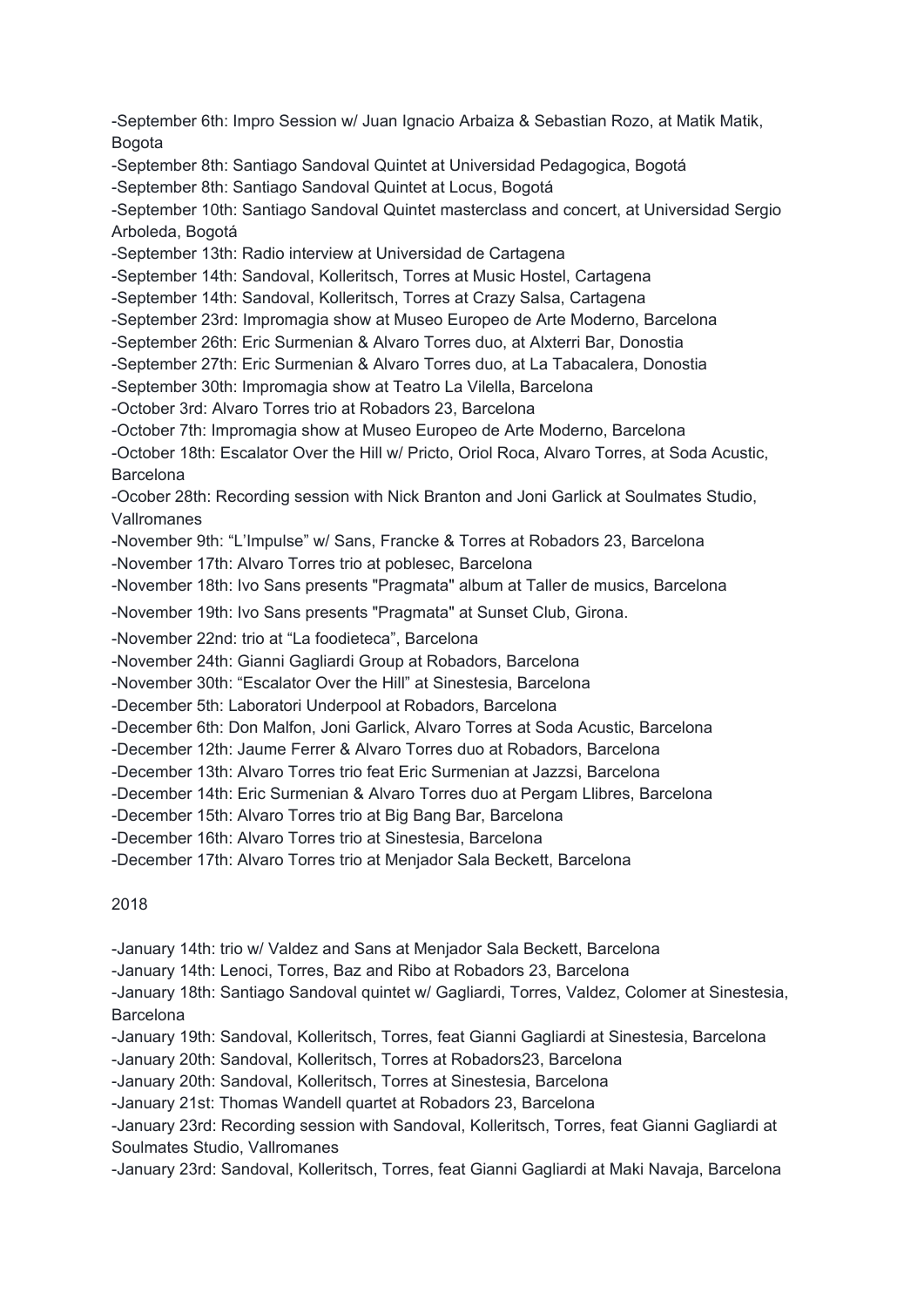-September 6th: Impro Session w/ Juan Ignacio Arbaiza & Sebastian Rozo, at Matik Matik, Bogota

-September 8th: Santiago Sandoval Quintet at Universidad Pedagogica, Bogotá

-September 8th: Santiago Sandoval Quintet at Locus, Bogotá

-September 10th: Santiago Sandoval Quintet masterclass and concert, at Universidad Sergio Arboleda, Bogotá

-September 13th: Radio interview at Universidad de Cartagena

-September 14th: Sandoval, Kolleritsch, Torres at Music Hostel, Cartagena

-September 14th: Sandoval, Kolleritsch, Torres at Crazy Salsa, Cartagena

-September 23rd: Impromagia show at Museo Europeo de Arte Moderno, Barcelona

-September 26th: Eric Surmenian & Alvaro Torres duo, at Alxterri Bar, Donostia

-September 27th: Eric Surmenian & Alvaro Torres duo, at La Tabacalera, Donostia

-September 30th: Impromagia show at Teatro La Vilella, Barcelona

-October 3rd: Alvaro Torres trio at Robadors 23, Barcelona

-October 7th: Impromagia show at Museo Europeo de Arte Moderno, Barcelona

-October 18th: Escalator Over the Hill w/ Pricto, Oriol Roca, Alvaro Torres, at Soda Acustic, Barcelona

-Ocober 28th: Recording session with Nick Branton and Joni Garlick at Soulmates Studio, Vallromanes

-November 9th: "L'Impulse" w/ Sans, Francke & Torres at Robadors 23, Barcelona

-November 17th: Alvaro Torres trio at poblesec, Barcelona

-November 18th: Ivo Sans presents "Pragmata" album at Taller de musics, Barcelona

-November 19th: Ivo Sans presents "Pragmata" at Sunset Club, Girona.

-November 22nd: trio at "La foodieteca", Barcelona

-November 24th: Gianni Gagliardi Group at Robadors, Barcelona

-November 30th: "Escalator Over the Hill" at Sinestesia, Barcelona

-December 5th: Laboratori Underpool at Robadors, Barcelona

-December 6th: Don Malfon, Joni Garlick, Alvaro Torres at Soda Acustic, Barcelona

-December 12th: Jaume Ferrer & Alvaro Torres duo at Robadors, Barcelona

-December 13th: Alvaro Torres trio feat Eric Surmenian at Jazzsi, Barcelona

-December 14th: Eric Surmenian & Alvaro Torres duo at Pergam Llibres, Barcelona

-December 15th: Alvaro Torres trio at Big Bang Bar, Barcelona

-December 16th: Alvaro Torres trio at Sinestesia, Barcelona

-December 17th: Alvaro Torres trio at Menjador Sala Beckett, Barcelona

2018

-January 14th: trio w/ Valdez and Sans at Menjador Sala Beckett, Barcelona

-January 14th: Lenoci, Torres, Baz and Ribo at Robadors 23, Barcelona

-January 18th: Santiago Sandoval quintet w/ Gagliardi, Torres, Valdez, Colomer at Sinestesia, Barcelona

-January 19th: Sandoval, Kolleritsch, Torres, feat Gianni Gagliardi at Sinestesia, Barcelona

-January 20th: Sandoval, Kolleritsch, Torres at Robadors23, Barcelona

-January 20th: Sandoval, Kolleritsch, Torres at Sinestesia, Barcelona

-January 21st: Thomas Wandell quartet at Robadors 23, Barcelona

-January 23rd: Recording session with Sandoval, Kolleritsch, Torres, feat Gianni Gagliardi at Soulmates Studio, Vallromanes

-January 23rd: Sandoval, Kolleritsch, Torres, feat Gianni Gagliardi at Maki Navaja, Barcelona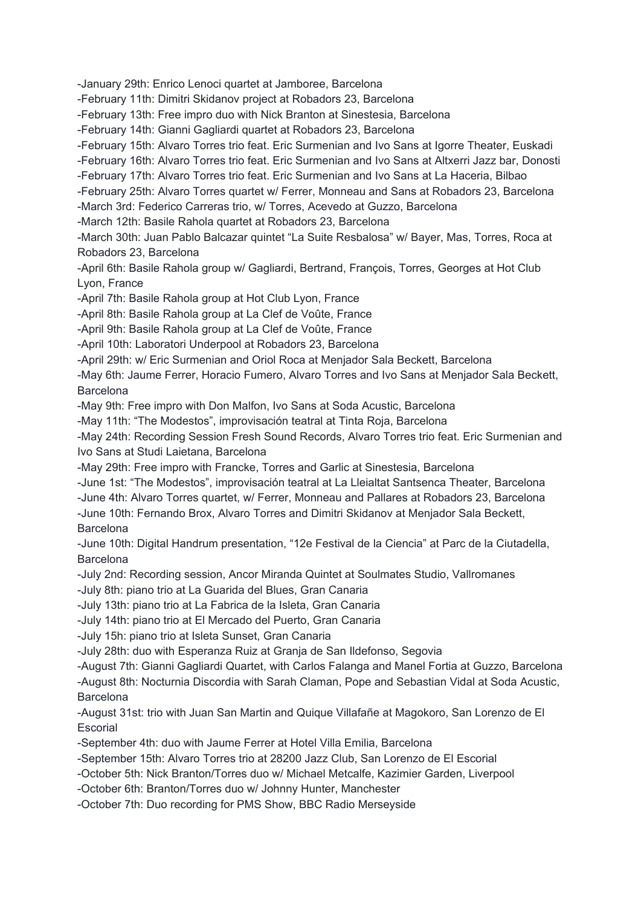-January 29th: Enrico Lenoci quartet at Jamboree, Barcelona
-February 11th: Dimitri Skidanov project at Robadors 23, Barcelona
-February 13th: Free impro duo with Nick Branton at Sinestesia, Barcelona
-February 14th: Gianni Gagliardi quartet at Robadors 23, Barcelona
-February 15th: Alvaro Torres trio feat. Eric Surmenian and Ivo Sans at Igorre Theater, Euskadi
-February 16th: Alvaro Torres trio feat. Eric Surmenian and Ivo Sans at Altxerri Jazz bar, Donosti
-February 17th: Alvaro Torres trio feat. Eric Surmenian and Ivo Sans at La Haceria, Bilbao
-February 25th: Alvaro Torres quartet w/ Ferrer, Monneau and Sans at Robadors 23, Barcelona
-March 3rd: Federico Carreras trio, w/ Torres, Acevedo at Guzzo, Barcelona
-March 12th: Basile Rahola quartet at Robadors 23, Barcelona
-March 30th: Juan Pablo Balcazar quintet "La Suite Resbalosa" w/ Bayer, Mas, Torres, Roca at Robadors 23, Barcelona
-April 6th: Basile Rahola group w/ Gagliardi, Bertrand, François, Torres, Georges at Hot Club Lyon, France
-April 7th: Basile Rahola group at Hot Club Lyon, France
-April 8th: Basile Rahola group at La Clef de Voûte, France
-April 9th: Basile Rahola group at La Clef de Voûte, France
-April 10th: Laboratori Underpool at Robadors 23, Barcelona
-April 29th: w/ Eric Surmenian and Oriol Roca at Menjador Sala Beckett, Barcelona
-May 6th: Jaume Ferrer, Horacio Fumero, Alvaro Torres and Ivo Sans at Menjador Sala Beckett, Barcelona
-May 9th: Free impro with Don Malfon, Ivo Sans at Soda Acustic, Barcelona
-May 11th: "The Modestos", improvisación teatral at Tinta Roja, Barcelona
-May 24th: Recording Session Fresh Sound Records, Alvaro Torres trio feat. Eric Surmenian and Ivo Sans at Studi Laietana, Barcelona
-May 29th: Free impro with Francke, Torres and Garlic at Sinestesia, Barcelona
-June 1st: "The Modestos", improvisación teatral at La Lleialtat Santsenca Theater, Barcelona
-June 4th: Alvaro Torres quartet, w/ Ferrer, Monneau and Pallares at Robadors 23, Barcelona
-June 10th: Fernando Brox, Alvaro Torres and Dimitri Skidanov at Menjador Sala Beckett, Barcelona
-June 10th: Digital Handrum presentation, "12e Festival de la Ciencia" at Parc de la Ciutadella, Barcelona
-July 2nd: Recording session, Ancor Miranda Quintet at Soulmates Studio, Vallromanes
-July 8th: piano trio at La Guarida del Blues, Gran Canaria
-July 13th: piano trio at La Fabrica de la Isleta, Gran Canaria
-July 14th: piano trio at El Mercado del Puerto, Gran Canaria
-July 15h: piano trio at Isleta Sunset, Gran Canaria
-July 28th: duo with Esperanza Ruiz at Granja de San Ildefonso, Segovia
-August 7th: Gianni Gagliardi Quartet, with Carlos Falanga and Manel Fortia at Guzzo, Barcelona
-August 8th: Nocturnia Discordia with Sarah Claman, Pope and Sebastian Vidal at Soda Acustic, Barcelona
-August 31st: trio with Juan San Martin and Quique Villafañe at Magokoro, San Lorenzo de El Escorial
-September 4th: duo with Jaume Ferrer at Hotel Villa Emilia, Barcelona
-September 15th: Alvaro Torres trio at 28200 Jazz Club, San Lorenzo de El Escorial
-October 5th: Nick Branton/Torres duo w/ Michael Metcalfe, Kazimier Garden, Liverpool
-October 6th: Branton/Torres duo w/ Johnny Hunter, Manchester
-October 7th: Duo recording for PMS Show, BBC Radio Merseyside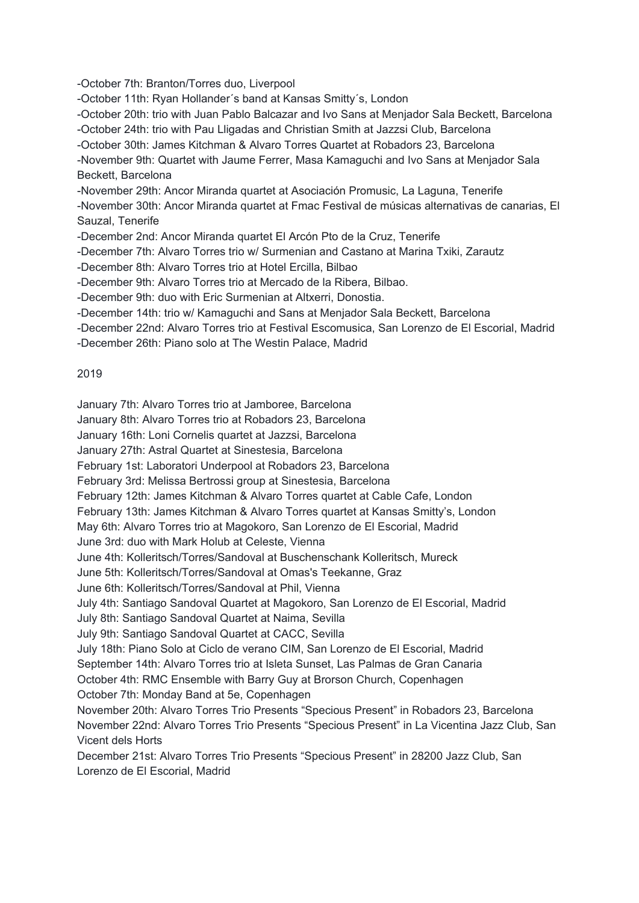-October 7th: Branton/Torres duo, Liverpool
-October 11th: Ryan Hollander´s band at Kansas Smitty´s, London
-October 20th: trio with Juan Pablo Balcazar and Ivo Sans at Menjador Sala Beckett, Barcelona
-October 24th: trio with Pau Lligadas and Christian Smith at Jazzsi Club, Barcelona
-October 30th: James Kitchman & Alvaro Torres Quartet at Robadors 23, Barcelona
-November 9th: Quartet with Jaume Ferrer, Masa Kamaguchi and Ivo Sans at Menjador Sala Beckett, Barcelona
-November 29th: Ancor Miranda quartet at Asociación Promusic, La Laguna, Tenerife
-November 30th: Ancor Miranda quartet at Fmac Festival de músicas alternativas de canarias, El Sauzal, Tenerife
-December 2nd: Ancor Miranda quartet El Arcón Pto de la Cruz, Tenerife
-December 7th: Alvaro Torres trio w/ Surmenian and Castano at Marina Txiki, Zarautz
-December 8th: Alvaro Torres trio at Hotel Ercilla, Bilbao
-December 9th: Alvaro Torres trio at Mercado de la Ribera, Bilbao.
-December 9th: duo with Eric Surmenian at Altxerri, Donostia.
-December 14th: trio w/ Kamaguchi and Sans at Menjador Sala Beckett, Barcelona
-December 22nd: Alvaro Torres trio at Festival Escomusica, San Lorenzo de El Escorial, Madrid
-December 26th: Piano solo at The Westin Palace, Madrid

2019

January 7th: Alvaro Torres trio at Jamboree, Barcelona
January 8th: Alvaro Torres trio at Robadors 23, Barcelona
January 16th: Loni Cornelis quartet at Jazzsi, Barcelona
January 27th: Astral Quartet at Sinestesia, Barcelona
February 1st: Laboratori Underpool at Robadors 23, Barcelona
February 3rd: Melissa Bertrossi group at Sinestesia, Barcelona
February 12th: James Kitchman & Alvaro Torres quartet at Cable Cafe, London
February 13th: James Kitchman & Alvaro Torres quartet at Kansas Smitty's, London
May 6th: Alvaro Torres trio at Magokoro, San Lorenzo de El Escorial, Madrid
June 3rd: duo with Mark Holub at Celeste, Vienna
June 4th: Kolleritsch/Torres/Sandoval at Buschenschank Kolleritsch, Mureck
June 5th: Kolleritsch/Torres/Sandoval at Omas's Teekanne, Graz
June 6th: Kolleritsch/Torres/Sandoval at Phil, Vienna
July 4th: Santiago Sandoval Quartet at Magokoro, San Lorenzo de El Escorial, Madrid
July 8th: Santiago Sandoval Quartet at Naima, Sevilla
July 9th: Santiago Sandoval Quartet at CACC, Sevilla
July 18th: Piano Solo at Ciclo de verano CIM, San Lorenzo de El Escorial, Madrid
September 14th: Alvaro Torres trio at Isleta Sunset, Las Palmas de Gran Canaria
October 4th: RMC Ensemble with Barry Guy at Brorson Church, Copenhagen
October 7th: Monday Band at 5e, Copenhagen
November 20th: Alvaro Torres Trio Presents "Specious Present" in Robadors 23, Barcelona
November 22nd: Alvaro Torres Trio Presents "Specious Present" in La Vicentina Jazz Club, San Vicent dels Horts
December 21st: Alvaro Torres Trio Presents "Specious Present" in 28200 Jazz Club, San Lorenzo de El Escorial, Madrid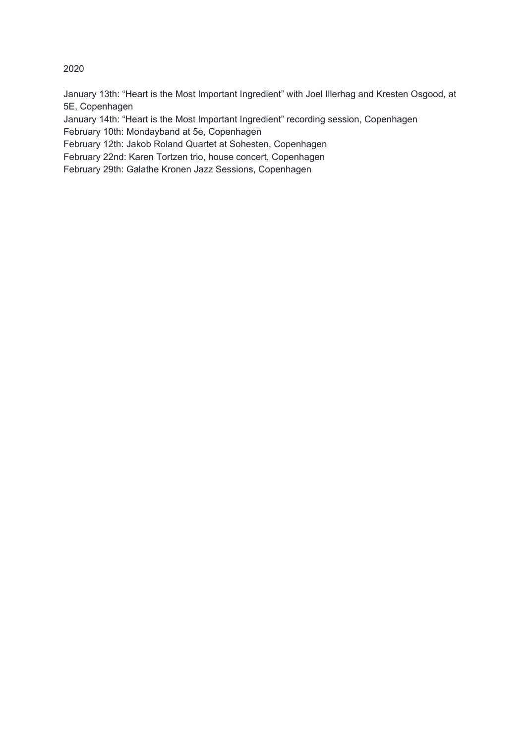2020

January 13th: "Heart is the Most Important Ingredient" with Joel Illerhag and Kresten Osgood, at 5E, Copenhagen
January 14th: "Heart is the Most Important Ingredient" recording session, Copenhagen
February 10th: Mondayband at 5e, Copenhagen
February 12th: Jakob Roland Quartet at Sohesten, Copenhagen
February 22nd: Karen Tortzen trio, house concert, Copenhagen
February 29th: Galathe Kronen Jazz Sessions, Copenhagen